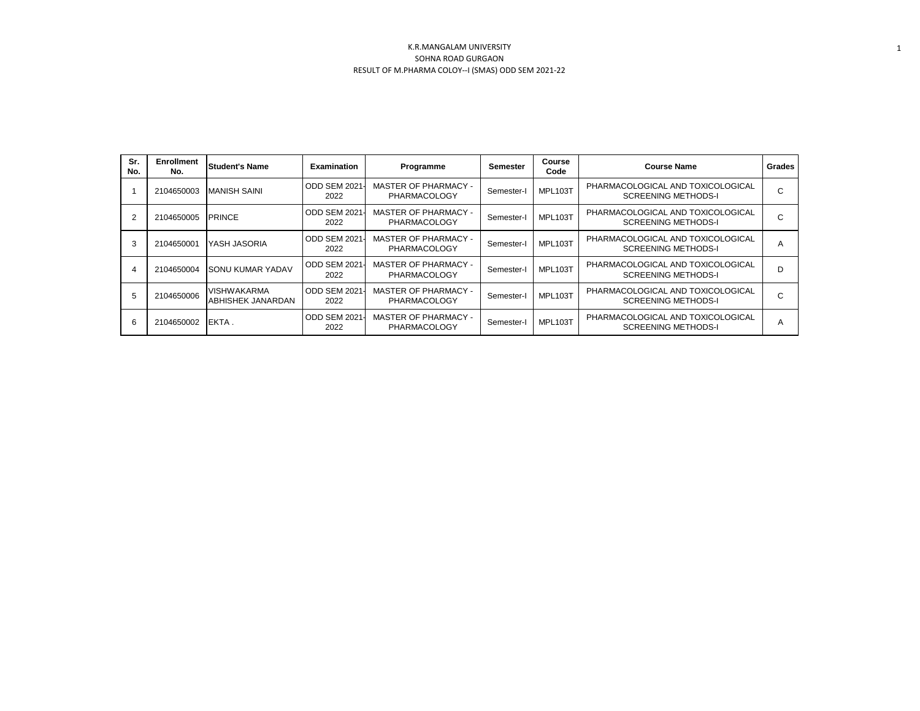# K.R.MANGALAM UNIVERSITY

## SOHNA ROAD GURGAON

### RESULT OF M.PHARMA COLOY--I (SMAS) ODD SEM 2021-22

| Sr. No. | Enrollment No. | Student's Name | Examination | Programme | Semester | Course Code | Course Name | Grades |
|---|---|---|---|---|---|---|---|---|
| 1 | 2104650003 | MANISH SAINI | ODD SEM 2021-2022 | MASTER OF PHARMACY - PHARMACOLOGY | Semester-I | MPL103T | PHARMACOLOGICAL AND TOXICOLOGICAL SCREENING METHODS-I | C |
| 2 | 2104650005 | PRINCE | ODD SEM 2021-2022 | MASTER OF PHARMACY - PHARMACOLOGY | Semester-I | MPL103T | PHARMACOLOGICAL AND TOXICOLOGICAL SCREENING METHODS-I | C |
| 3 | 2104650001 | YASH JASORIA | ODD SEM 2021-2022 | MASTER OF PHARMACY - PHARMACOLOGY | Semester-I | MPL103T | PHARMACOLOGICAL AND TOXICOLOGICAL SCREENING METHODS-I | A |
| 4 | 2104650004 | SONU KUMAR YADAV | ODD SEM 2021-2022 | MASTER OF PHARMACY - PHARMACOLOGY | Semester-I | MPL103T | PHARMACOLOGICAL AND TOXICOLOGICAL SCREENING METHODS-I | D |
| 5 | 2104650006 | VISHWAKARMA ABHISHEK JANARDAN | ODD SEM 2021-2022 | MASTER OF PHARMACY - PHARMACOLOGY | Semester-I | MPL103T | PHARMACOLOGICAL AND TOXICOLOGICAL SCREENING METHODS-I | C |
| 6 | 2104650002 | EKTA . | ODD SEM 2021-2022 | MASTER OF PHARMACY - PHARMACOLOGY | Semester-I | MPL103T | PHARMACOLOGICAL AND TOXICOLOGICAL SCREENING METHODS-I | A |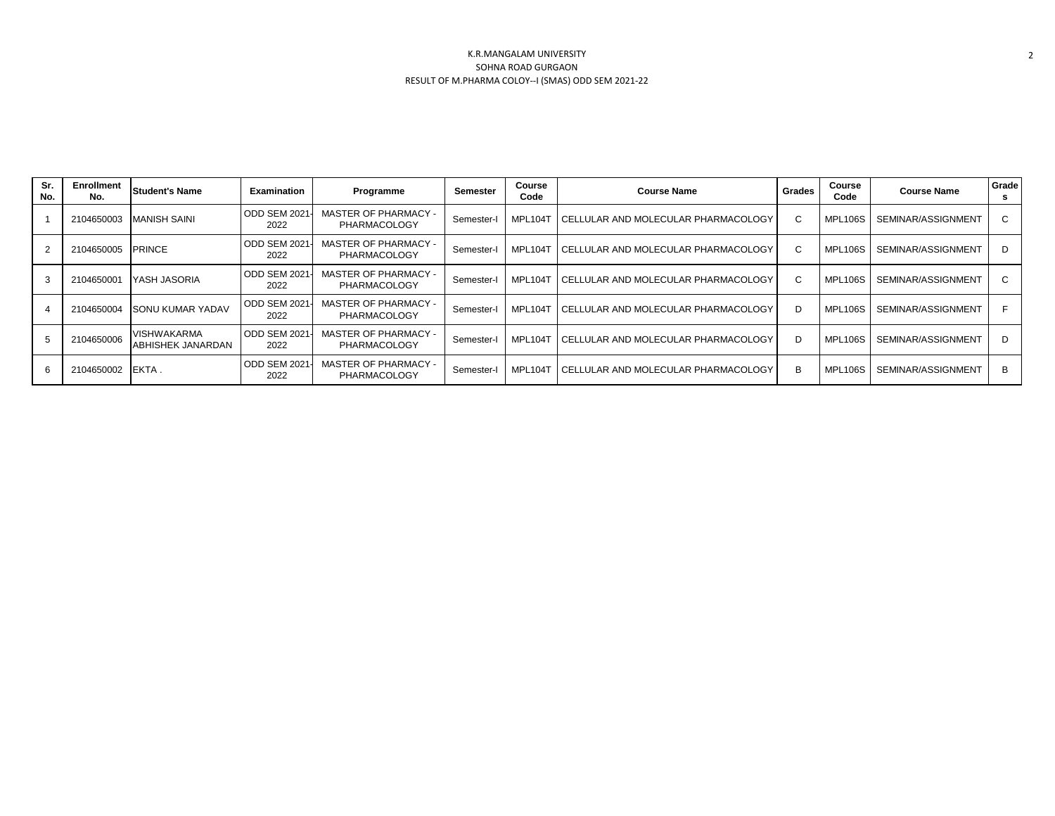K.R.MANGALAM UNIVERSITY
SOHNA ROAD GURGAON
RESULT OF M.PHARMA COLOY--I (SMAS) ODD SEM 2021-22

| Sr. No. | Enrollment No. | Student's Name | Examination | Programme | Semester | Course Code | Course Name | Grades | Course Code | Course Name | Grades |
|---|---|---|---|---|---|---|---|---|---|---|---|
| 1 | 2104650003 | MANISH SAINI | ODD SEM 2021-2022 | MASTER OF PHARMACY - PHARMACOLOGY | Semester-I | MPL104T | CELLULAR AND MOLECULAR PHARMACOLOGY | C | MPL106S | SEMINAR/ASSIGNMENT | C |
| 2 | 2104650005 | PRINCE | ODD SEM 2021-2022 | MASTER OF PHARMACY - PHARMACOLOGY | Semester-I | MPL104T | CELLULAR AND MOLECULAR PHARMACOLOGY | C | MPL106S | SEMINAR/ASSIGNMENT | D |
| 3 | 2104650001 | YASH JASORIA | ODD SEM 2021-2022 | MASTER OF PHARMACY - PHARMACOLOGY | Semester-I | MPL104T | CELLULAR AND MOLECULAR PHARMACOLOGY | C | MPL106S | SEMINAR/ASSIGNMENT | C |
| 4 | 2104650004 | SONU KUMAR YADAV | ODD SEM 2021-2022 | MASTER OF PHARMACY - PHARMACOLOGY | Semester-I | MPL104T | CELLULAR AND MOLECULAR PHARMACOLOGY | D | MPL106S | SEMINAR/ASSIGNMENT | F |
| 5 | 2104650006 | VISHWAKARMA ABHISHEK JANARDAN | ODD SEM 2021-2022 | MASTER OF PHARMACY - PHARMACOLOGY | Semester-I | MPL104T | CELLULAR AND MOLECULAR PHARMACOLOGY | D | MPL106S | SEMINAR/ASSIGNMENT | D |
| 6 | 2104650002 | EKTA . | ODD SEM 2021-2022 | MASTER OF PHARMACY - PHARMACOLOGY | Semester-I | MPL104T | CELLULAR AND MOLECULAR PHARMACOLOGY | B | MPL106S | SEMINAR/ASSIGNMENT | B |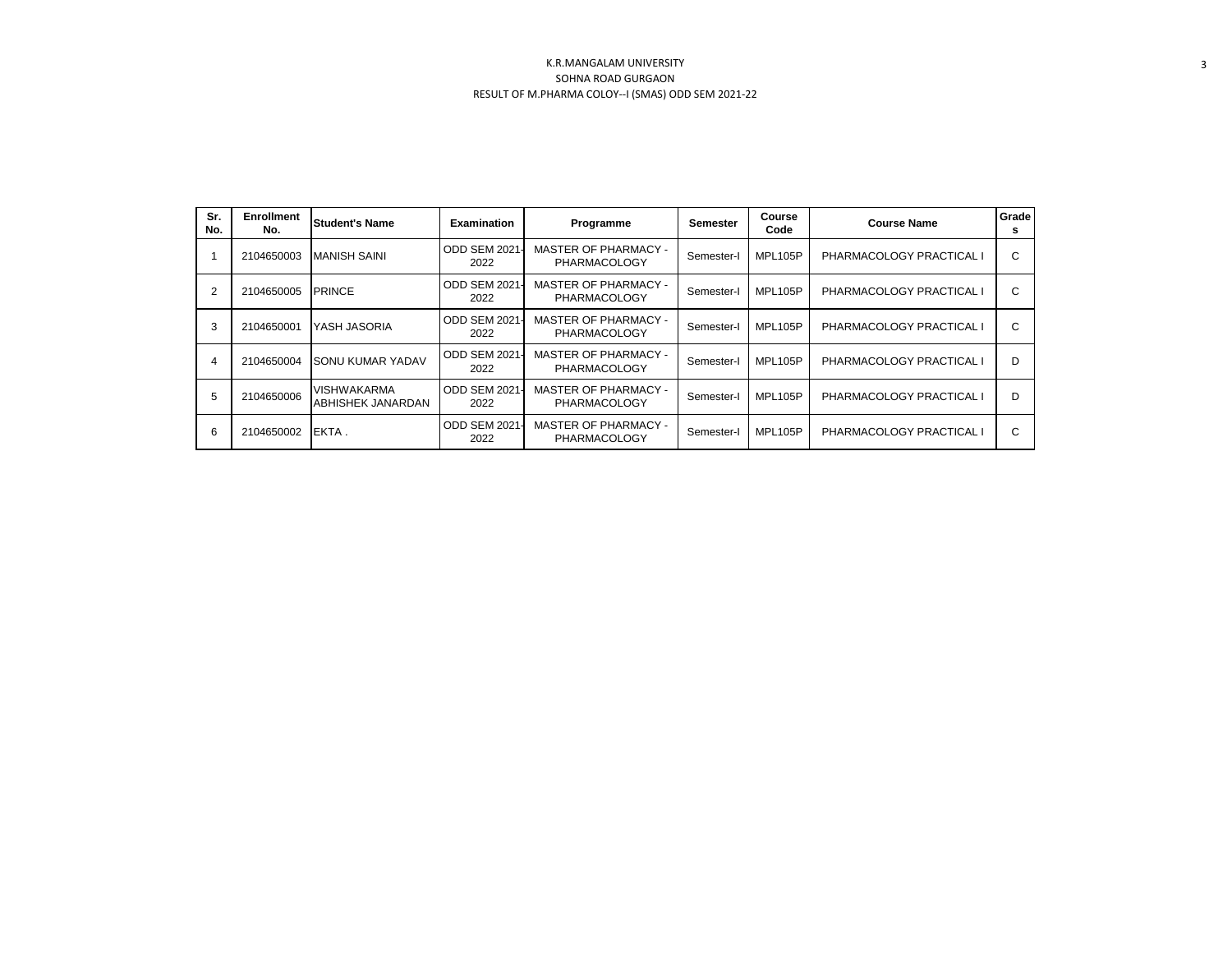K.R.MANGALAM UNIVERSITY

SOHNA ROAD GURGAON

RESULT OF M.PHARMA COLOY--I (SMAS) ODD SEM 2021-22

| Sr. No. | Enrollment No. | Student's Name | Examination | Programme | Semester | Course Code | Course Name | Grades |
|---|---|---|---|---|---|---|---|---|
| 1 | 2104650003 | MANISH SAINI | ODD SEM 2021-2022 | MASTER OF PHARMACY - PHARMACOLOGY | Semester-I | MPL105P | PHARMACOLOGY PRACTICAL I | C |
| 2 | 2104650005 | PRINCE | ODD SEM 2021-2022 | MASTER OF PHARMACY - PHARMACOLOGY | Semester-I | MPL105P | PHARMACOLOGY PRACTICAL I | C |
| 3 | 2104650001 | YASH JASORIA | ODD SEM 2021-2022 | MASTER OF PHARMACY - PHARMACOLOGY | Semester-I | MPL105P | PHARMACOLOGY PRACTICAL I | C |
| 4 | 2104650004 | SONU KUMAR YADAV | ODD SEM 2021-2022 | MASTER OF PHARMACY - PHARMACOLOGY | Semester-I | MPL105P | PHARMACOLOGY PRACTICAL I | D |
| 5 | 2104650006 | VISHWAKARMA ABHISHEK JANARDAN | ODD SEM 2021-2022 | MASTER OF PHARMACY - PHARMACOLOGY | Semester-I | MPL105P | PHARMACOLOGY PRACTICAL I | D |
| 6 | 2104650002 | EKTA . | ODD SEM 2021-2022 | MASTER OF PHARMACY - PHARMACOLOGY | Semester-I | MPL105P | PHARMACOLOGY PRACTICAL I | C |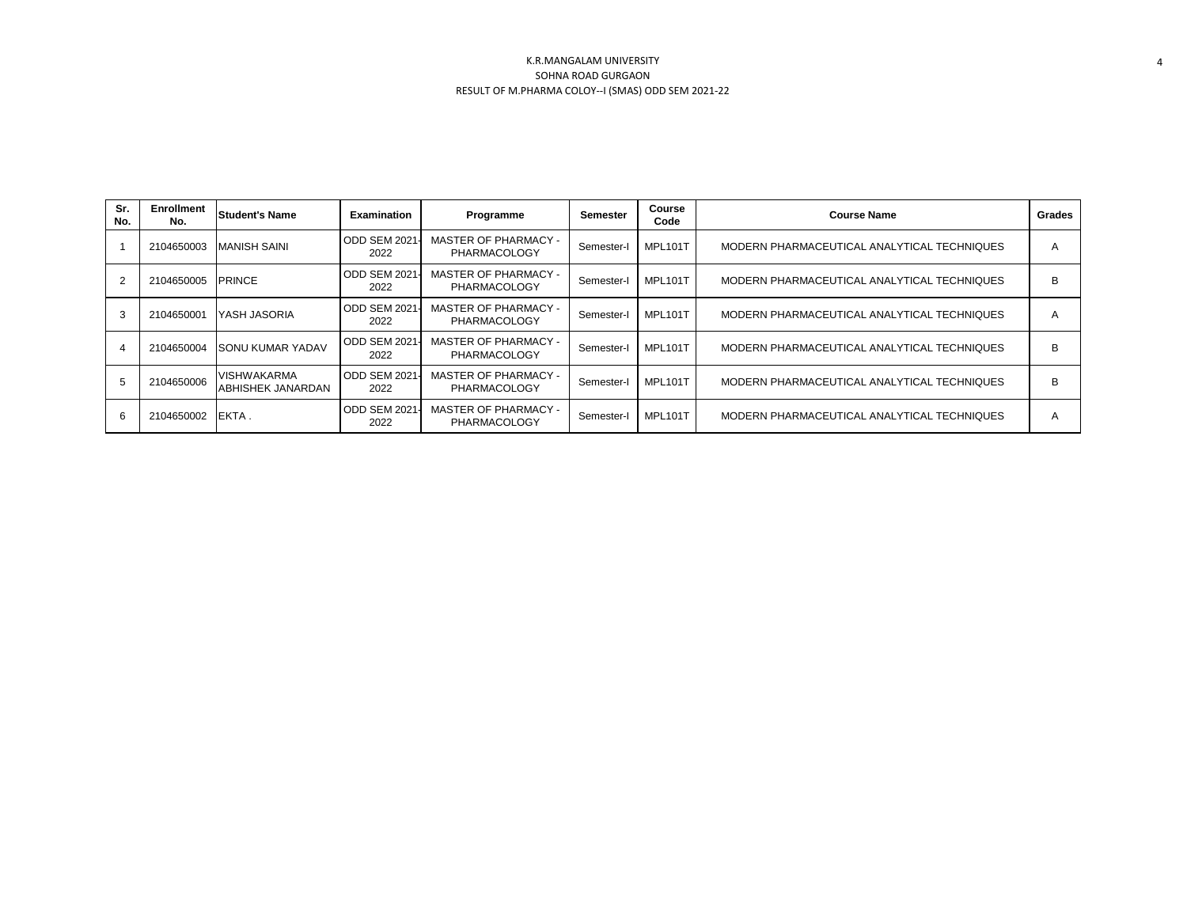K.R.MANGALAM UNIVERSITY
SOHNA ROAD GURGAON
RESULT OF M.PHARMA COLOY--I (SMAS) ODD SEM 2021-22

| Sr. No. | Enrollment No. | Student's Name | Examination | Programme | Semester | Course Code | Course Name | Grades |
|---|---|---|---|---|---|---|---|---|
| 1 | 2104650003 | MANISH SAINI | ODD SEM 2021-2022 | MASTER OF PHARMACY - PHARMACOLOGY | Semester-I | MPL101T | MODERN PHARMACEUTICAL ANALYTICAL TECHNIQUES | A |
| 2 | 2104650005 | PRINCE | ODD SEM 2021-2022 | MASTER OF PHARMACY - PHARMACOLOGY | Semester-I | MPL101T | MODERN PHARMACEUTICAL ANALYTICAL TECHNIQUES | B |
| 3 | 2104650001 | YASH JASORIA | ODD SEM 2021-2022 | MASTER OF PHARMACY - PHARMACOLOGY | Semester-I | MPL101T | MODERN PHARMACEUTICAL ANALYTICAL TECHNIQUES | A |
| 4 | 2104650004 | SONU KUMAR YADAV | ODD SEM 2021-2022 | MASTER OF PHARMACY - PHARMACOLOGY | Semester-I | MPL101T | MODERN PHARMACEUTICAL ANALYTICAL TECHNIQUES | B |
| 5 | 2104650006 | VISHWAKARMA ABHISHEK JANARDAN | ODD SEM 2021-2022 | MASTER OF PHARMACY - PHARMACOLOGY | Semester-I | MPL101T | MODERN PHARMACEUTICAL ANALYTICAL TECHNIQUES | B |
| 6 | 2104650002 | EKTA . | ODD SEM 2021-2022 | MASTER OF PHARMACY - PHARMACOLOGY | Semester-I | MPL101T | MODERN PHARMACEUTICAL ANALYTICAL TECHNIQUES | A |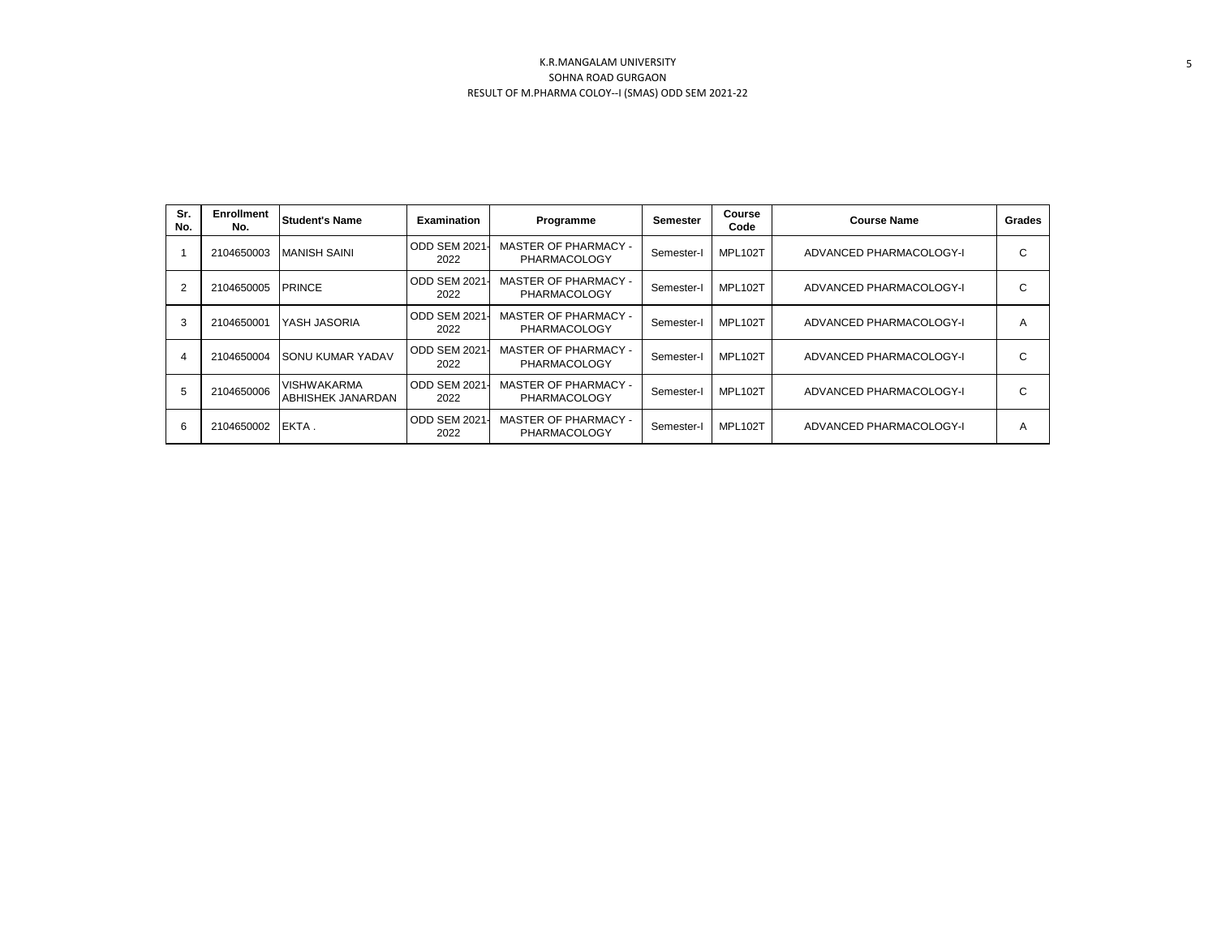K.R.MANGALAM UNIVERSITY
SOHNA ROAD GURGAON
RESULT OF M.PHARMA COLOY--I (SMAS) ODD SEM 2021-22

| Sr. No. | Enrollment No. | Student's Name | Examination | Programme | Semester | Course Code | Course Name | Grades |
|---|---|---|---|---|---|---|---|---|
| 1 | 2104650003 | MANISH SAINI | ODD SEM 2021-2022 | MASTER OF PHARMACY - PHARMACOLOGY | Semester-I | MPL102T | ADVANCED PHARMACOLOGY-I | C |
| 2 | 2104650005 | PRINCE | ODD SEM 2021-2022 | MASTER OF PHARMACY - PHARMACOLOGY | Semester-I | MPL102T | ADVANCED PHARMACOLOGY-I | C |
| 3 | 2104650001 | YASH JASORIA | ODD SEM 2021-2022 | MASTER OF PHARMACY - PHARMACOLOGY | Semester-I | MPL102T | ADVANCED PHARMACOLOGY-I | A |
| 4 | 2104650004 | SONU KUMAR YADAV | ODD SEM 2021-2022 | MASTER OF PHARMACY - PHARMACOLOGY | Semester-I | MPL102T | ADVANCED PHARMACOLOGY-I | C |
| 5 | 2104650006 | VISHWAKARMA ABHISHEK JANARDAN | ODD SEM 2021-2022 | MASTER OF PHARMACY - PHARMACOLOGY | Semester-I | MPL102T | ADVANCED PHARMACOLOGY-I | C |
| 6 | 2104650002 | EKTA . | ODD SEM 2021-2022 | MASTER OF PHARMACY - PHARMACOLOGY | Semester-I | MPL102T | ADVANCED PHARMACOLOGY-I | A |